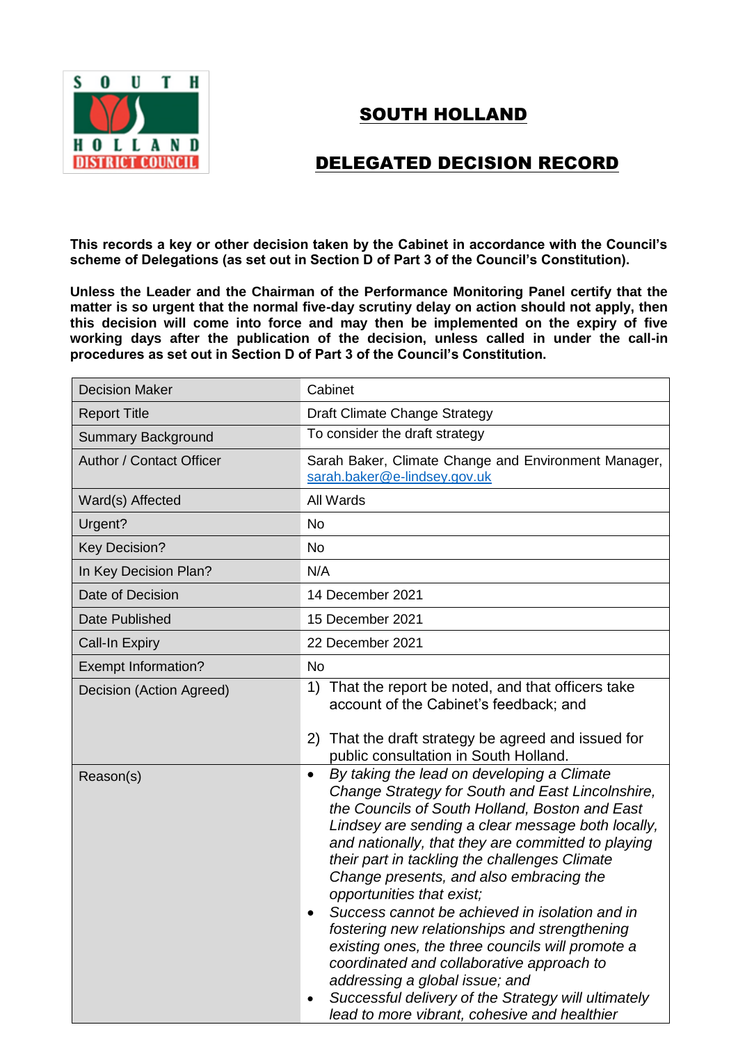# SOUTH HOLLAND

## DELEGATED DECISION RECORD

**This records a key or other decision taken by the Cabinet in accordance with the Council's scheme of Delegations (as set out in Section D of Part 3 of the Council's Constitution).**

**Unless the Leader and the Chairman of the Performance Monitoring Panel certify that the matter is so urgent that the normal five-day scrutiny delay on action should not apply, then this decision will come into force and may then be implemented on the expiry of five working days after the publication of the decision, unless called in under the call-in procedures as set out in Section D of Part 3 of the Council's Constitution.**

| | |
|---|---|
| Decision Maker | Cabinet |
| Report Title | Draft Climate Change Strategy |
| Summary Background | To consider the draft strategy |
| Author / Contact Officer | Sarah Baker, Climate Change and Environment Manager, sarah.baker@e-lindsey.gov.uk |
| Ward(s) Affected | All Wards |
| Urgent? | No |
| Key Decision? | No |
| In Key Decision Plan? | N/A |
| Date of Decision | 14 December 2021 |
| Date Published | 15 December 2021 |
| Call-In Expiry | 22 December 2021 |
| Exempt Information? | No |
| Decision (Action Agreed) | 1) That the report be noted, and that officers take account of the Cabinet's feedback; and<br><br>2) That the draft strategy be agreed and issued for public consultation in South Holland. |
| Reason(s) | • *By taking the lead on developing a Climate Change Strategy for South and East Lincolnshire, the Councils of South Holland, Boston and East Lindsey are sending a clear message both locally, and nationally, that they are committed to playing their part in tackling the challenges Climate Change presents, and also embracing the opportunities that exist;*<br>• *Success cannot be achieved in isolation and in fostering new relationships and strengthening existing ones, the three councils will promote a coordinated and collaborative approach to addressing a global issue; and*<br>• *Successful delivery of the Strategy will ultimately lead to more vibrant, cohesive and healthier* |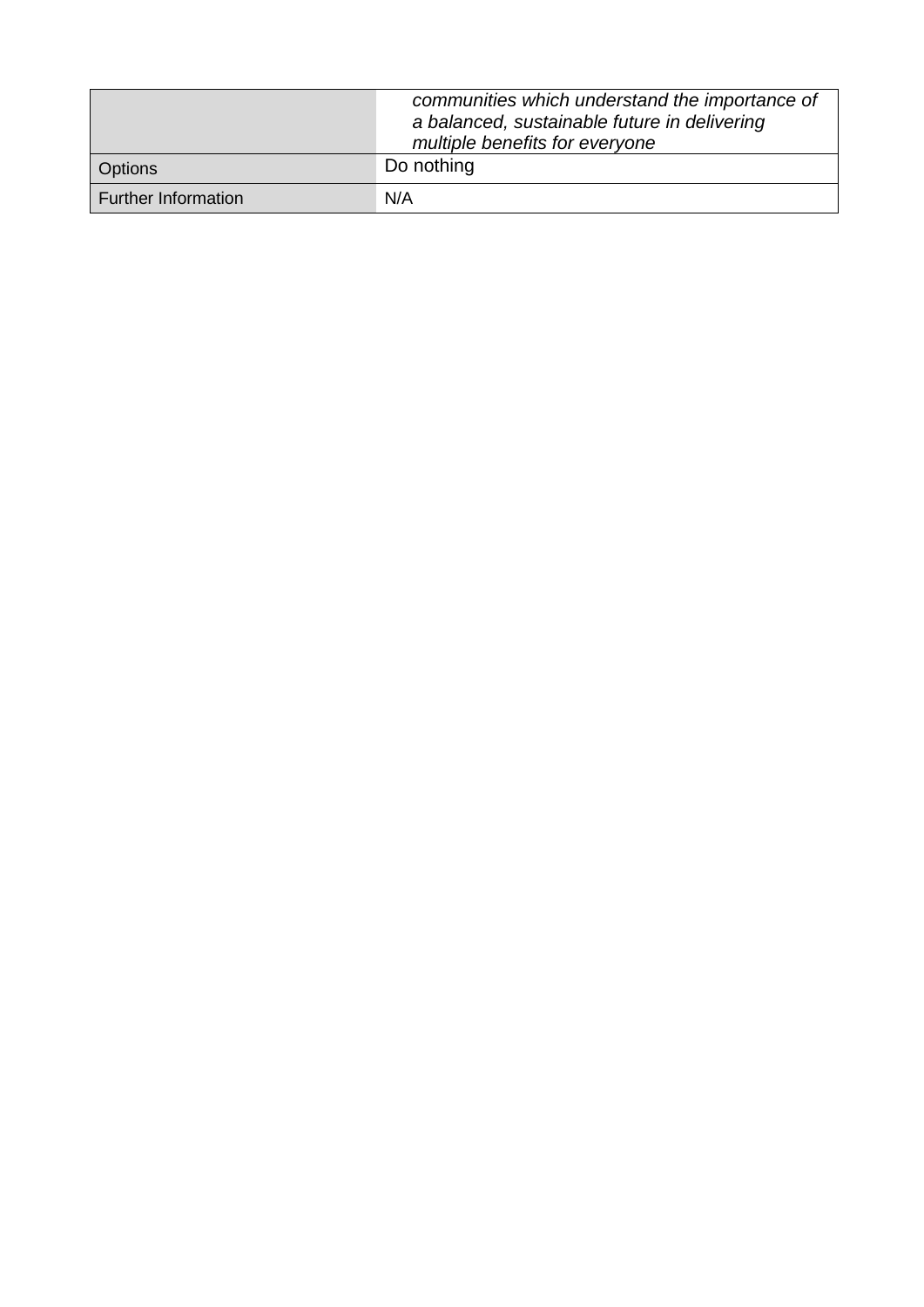| | |
|---|---|
| | *communities which understand the importance of a balanced, sustainable future in delivering multiple benefits for everyone* |
| Options | Do nothing |
| Further Information | N/A |